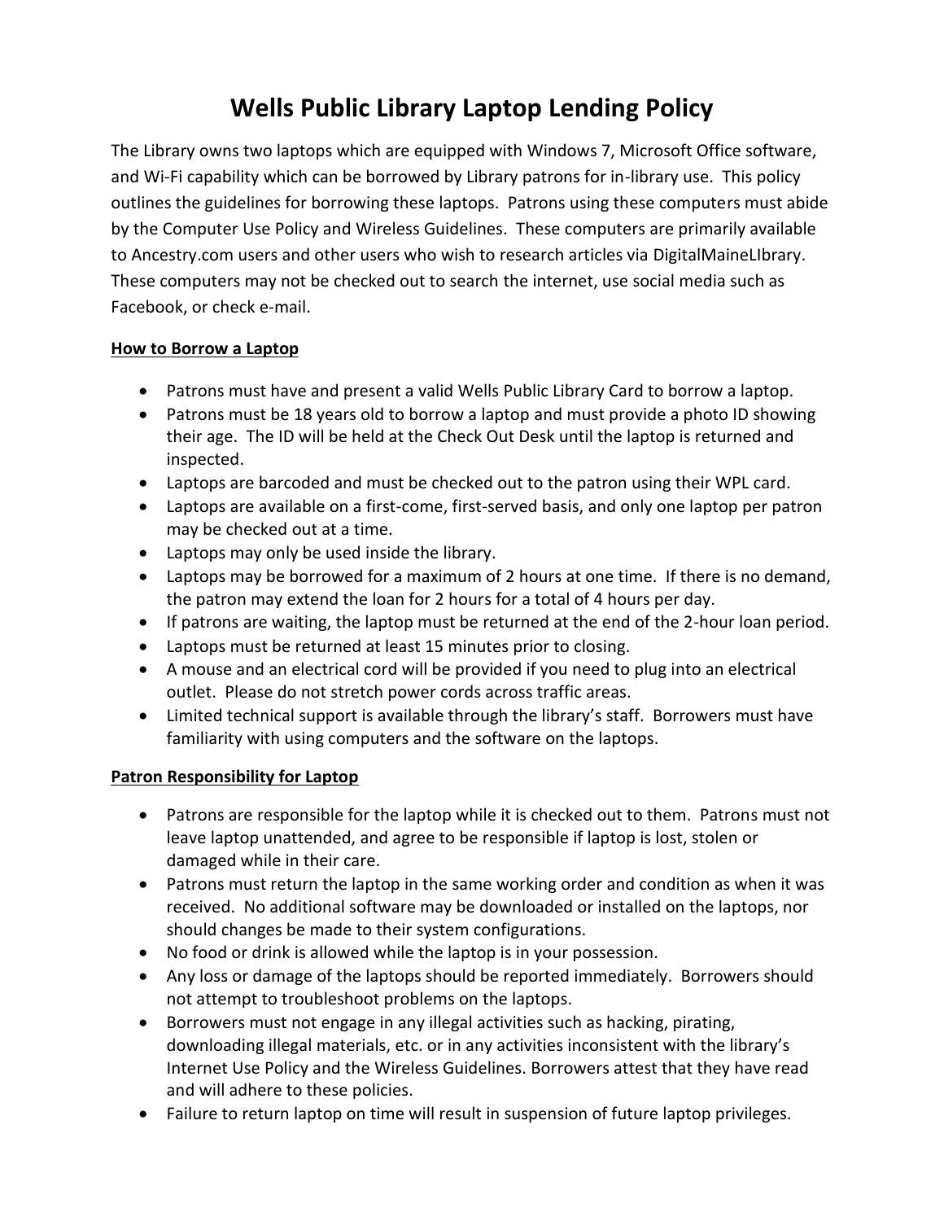# Wells Public Library Laptop Lending Policy

The Library owns two laptops which are equipped with Windows 7, Microsoft Office software, and Wi-Fi capability which can be borrowed by Library patrons for in-library use. This policy outlines the guidelines for borrowing these laptops. Patrons using these computers must abide by the Computer Use Policy and Wireless Guidelines. These computers are primarily available to Ancestry.com users and other users who wish to research articles via DigitalMaineLIbrary. These computers may not be checked out to search the internet, use social media such as Facebook, or check e-mail.

**How to Borrow a Laptop**

- Patrons must have and present a valid Wells Public Library Card to borrow a laptop.
- Patrons must be 18 years old to borrow a laptop and must provide a photo ID showing their age. The ID will be held at the Check Out Desk until the laptop is returned and inspected.
- Laptops are barcoded and must be checked out to the patron using their WPL card.
- Laptops are available on a first-come, first-served basis, and only one laptop per patron may be checked out at a time.
- Laptops may only be used inside the library.
- Laptops may be borrowed for a maximum of 2 hours at one time. If there is no demand, the patron may extend the loan for 2 hours for a total of 4 hours per day.
- If patrons are waiting, the laptop must be returned at the end of the 2-hour loan period.
- Laptops must be returned at least 15 minutes prior to closing.
- A mouse and an electrical cord will be provided if you need to plug into an electrical outlet. Please do not stretch power cords across traffic areas.
- Limited technical support is available through the library's staff. Borrowers must have familiarity with using computers and the software on the laptops.

**Patron Responsibility for Laptop**

- Patrons are responsible for the laptop while it is checked out to them. Patrons must not leave laptop unattended, and agree to be responsible if laptop is lost, stolen or damaged while in their care.
- Patrons must return the laptop in the same working order and condition as when it was received. No additional software may be downloaded or installed on the laptops, nor should changes be made to their system configurations.
- No food or drink is allowed while the laptop is in your possession.
- Any loss or damage of the laptops should be reported immediately. Borrowers should not attempt to troubleshoot problems on the laptops.
- Borrowers must not engage in any illegal activities such as hacking, pirating, downloading illegal materials, etc. or in any activities inconsistent with the library's Internet Use Policy and the Wireless Guidelines. Borrowers attest that they have read and will adhere to these policies.
- Failure to return laptop on time will result in suspension of future laptop privileges.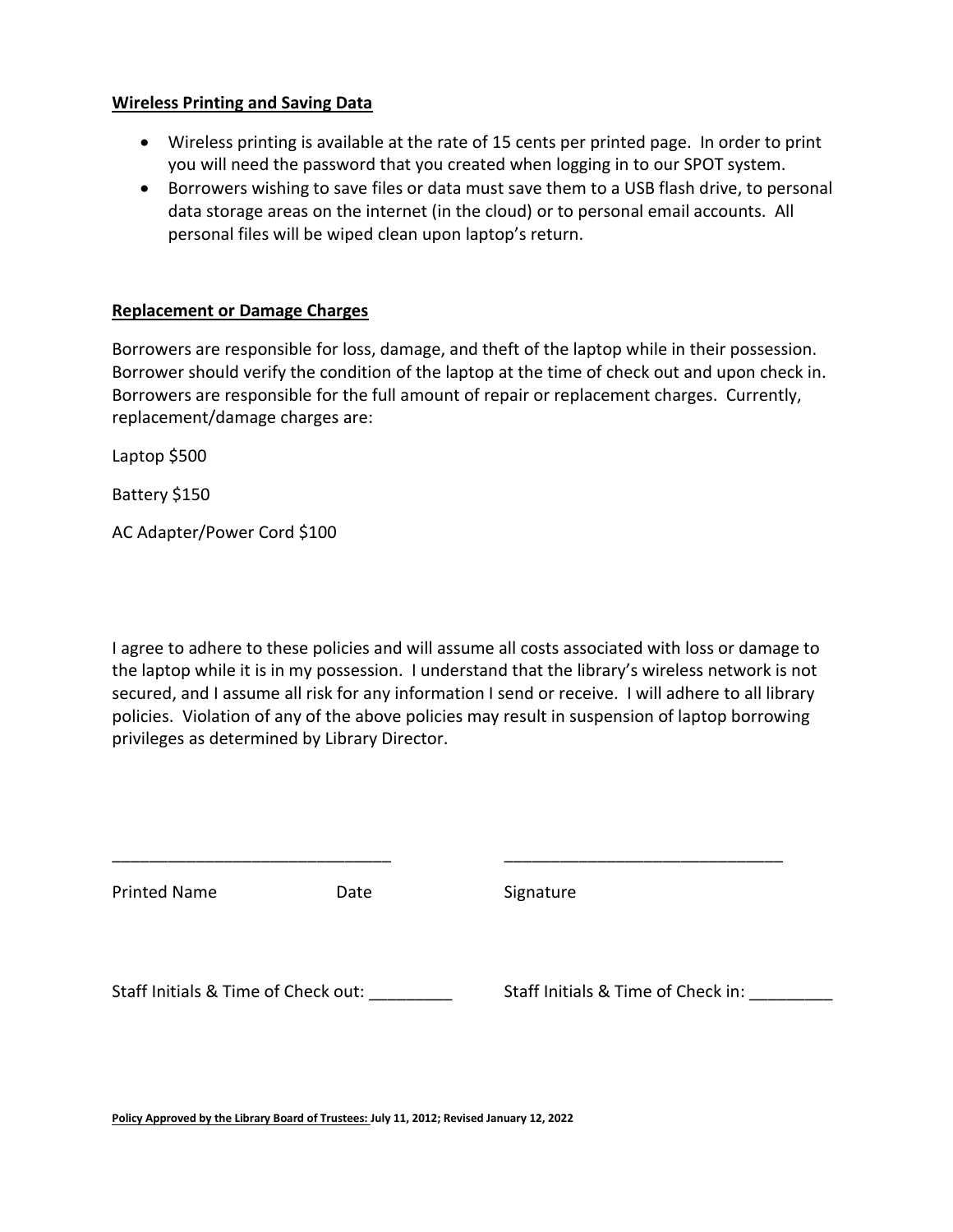**Wireless Printing and Saving Data**

- Wireless printing is available at the rate of 15 cents per printed page. In order to print you will need the password that you created when logging in to our SPOT system.
- Borrowers wishing to save files or data must save them to a USB flash drive, to personal data storage areas on the internet (in the cloud) or to personal email accounts. All personal files will be wiped clean upon laptop's return.

**Replacement or Damage Charges**

Borrowers are responsible for loss, damage, and theft of the laptop while in their possession. Borrower should verify the condition of the laptop at the time of check out and upon check in. Borrowers are responsible for the full amount of repair or replacement charges. Currently, replacement/damage charges are:

Laptop $500

Battery $150

AC Adapter/Power Cord $100

I agree to adhere to these policies and will assume all costs associated with loss or damage to the laptop while it is in my possession. I understand that the library's wireless network is not secured, and I assume all risk for any information I send or receive. I will adhere to all library policies. Violation of any of the above policies may result in suspension of laptop borrowing privileges as determined by Library Director.

______________________________ ______________________________

Printed Name Date Signature

Staff Initials & Time of Check out: _________ Staff Initials & Time of Check in: _________

**Policy Approved by the Library Board of Trustees: July 11, 2012; Revised January 12, 2022**